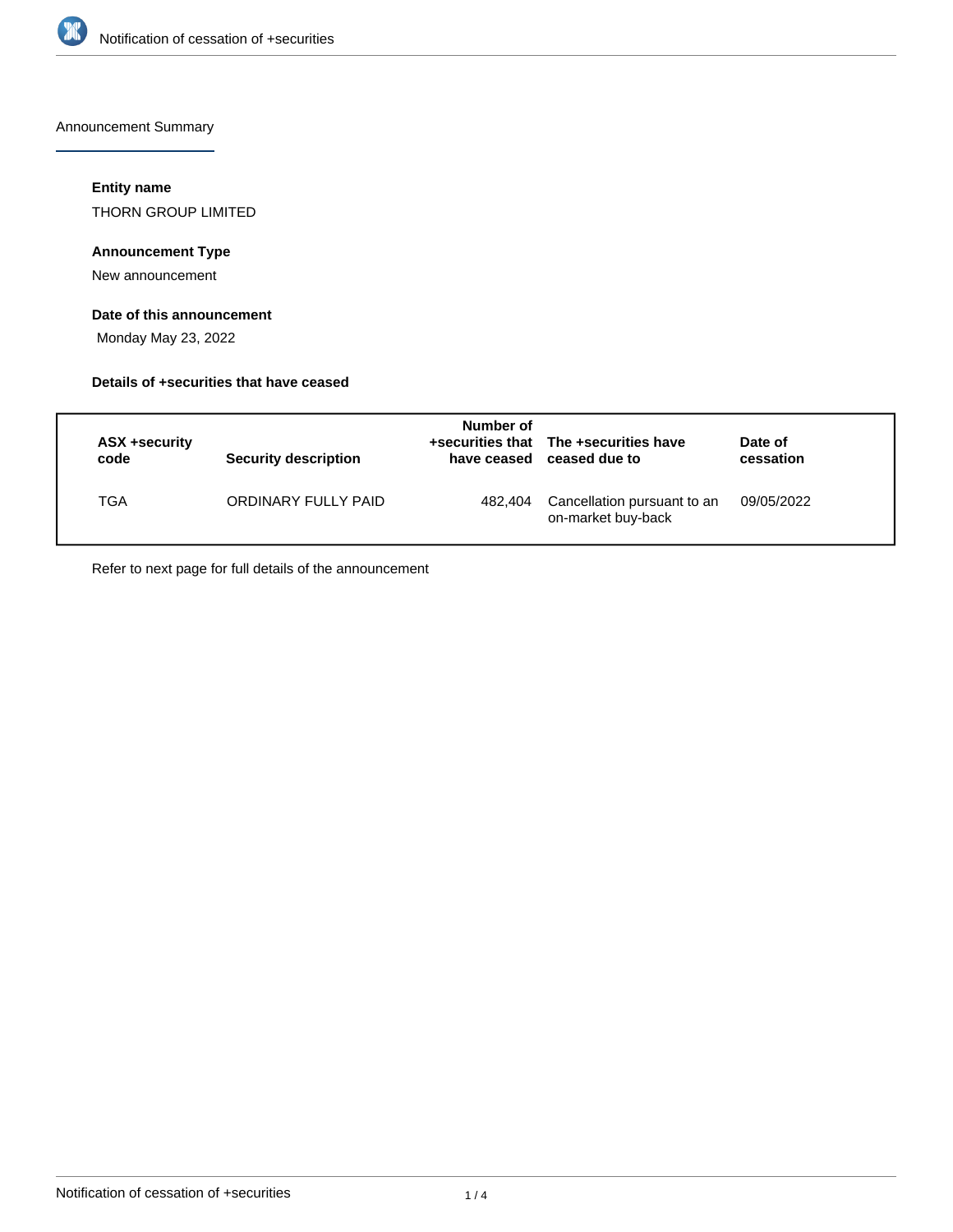Announcement Summary

**Entity name**

THORN GROUP LIMITED

**Announcement Type**

New announcement

**Date of this announcement**

Monday May 23, 2022

**Details of +securities that have ceased**

| ASX +security code | Security description | Number of +securities that have ceased | The +securities have ceased due to | Date of cessation |
|---|---|---|---|---|
| TGA | ORDINARY FULLY PAID | 482,404 | Cancellation pursuant to an on-market buy-back | 09/05/2022 |

Refer to next page for full details of the announcement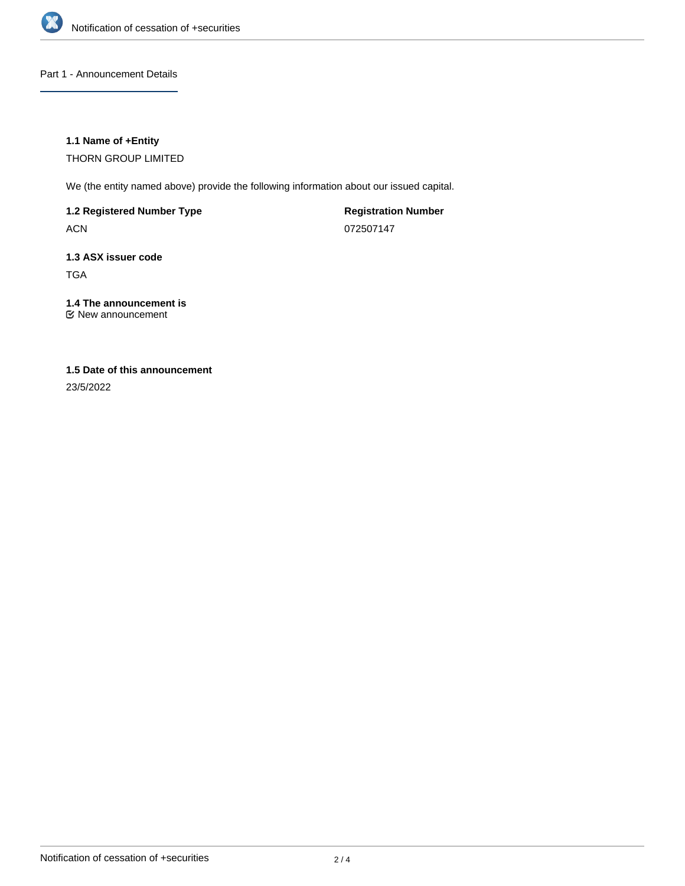## Part 1 - Announcement Details

### 1.1 Name of +Entity

THORN GROUP LIMITED

We (the entity named above) provide the following information about our issued capital.

**1.2 Registered Number Type**

ACN

**Registration Number**

072507147

### 1.3 ASX issuer code

TGA

### 1.4 The announcement is

☑ New announcement

### 1.5 Date of this announcement

23/5/2022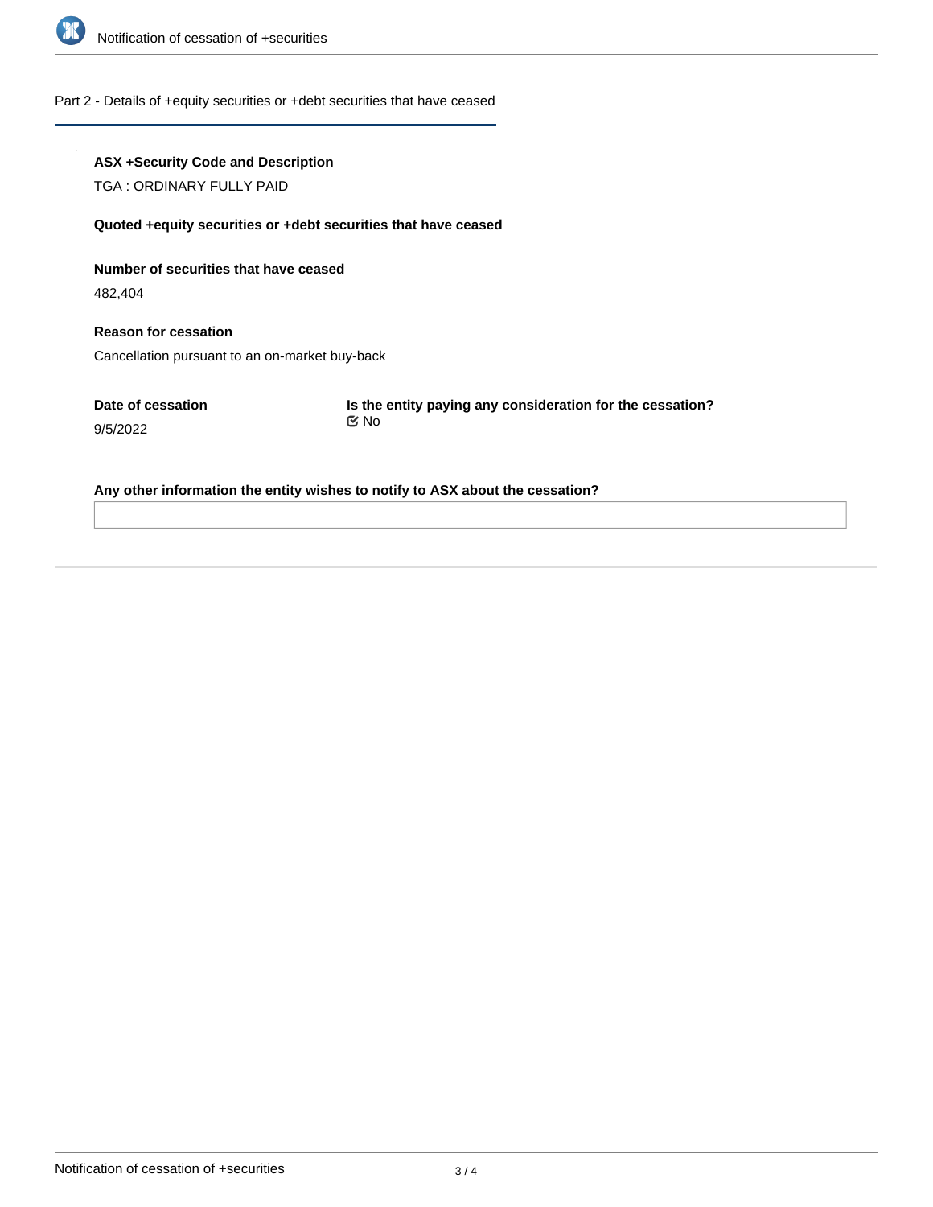## Part 2 - Details of +equity securities or +debt securities that have ceased

**ASX +Security Code and Description**

TGA : ORDINARY FULLY PAID

**Quoted +equity securities or +debt securities that have ceased**

**Number of securities that have ceased**

482,404

**Reason for cessation**

Cancellation pursuant to an on-market buy-back

**Date of cessation**

9/5/2022

**Is the entity paying any consideration for the cessation?**

No

**Any other information the entity wishes to notify to ASX about the cessation?**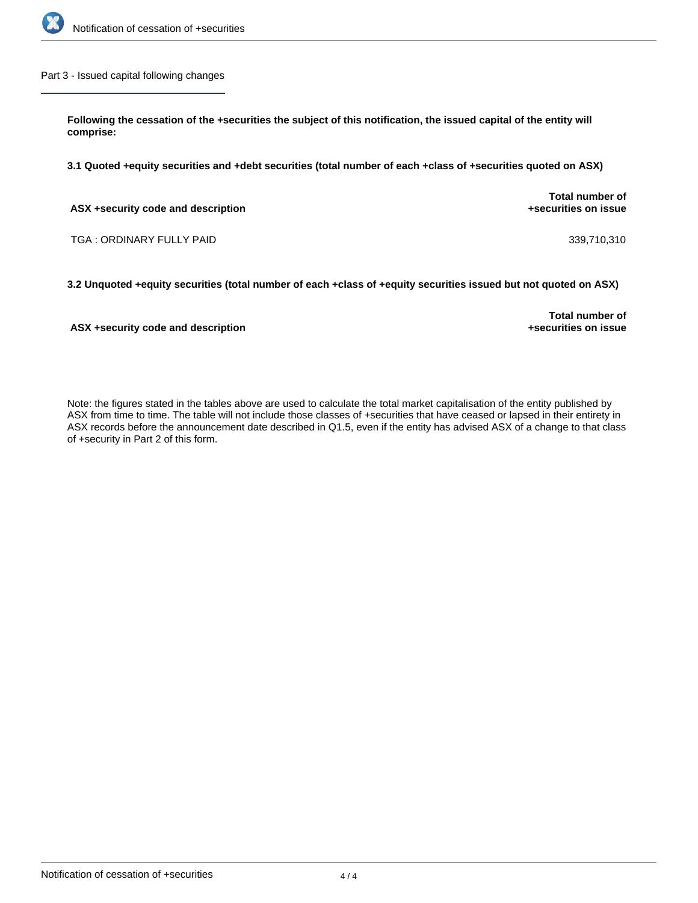Part 3 - Issued capital following changes

**Following the cessation of the +securities the subject of this notification, the issued capital of the entity will comprise:**

**3.1 Quoted +equity securities and +debt securities (total number of each +class of +securities quoted on ASX)**

| ASX +security code and description | Total number of +securities on issue |
| --- | --- |
| TGA : ORDINARY FULLY PAID | 339,710,310 |

**3.2 Unquoted +equity securities (total number of each +class of +equity securities issued but not quoted on ASX)**

| ASX +security code and description | Total number of +securities on issue |
| --- | --- |

Note: the figures stated in the tables above are used to calculate the total market capitalisation of the entity published by ASX from time to time. The table will not include those classes of +securities that have ceased or lapsed in their entirety in ASX records before the announcement date described in Q1.5, even if the entity has advised ASX of a change to that class of +security in Part 2 of this form.